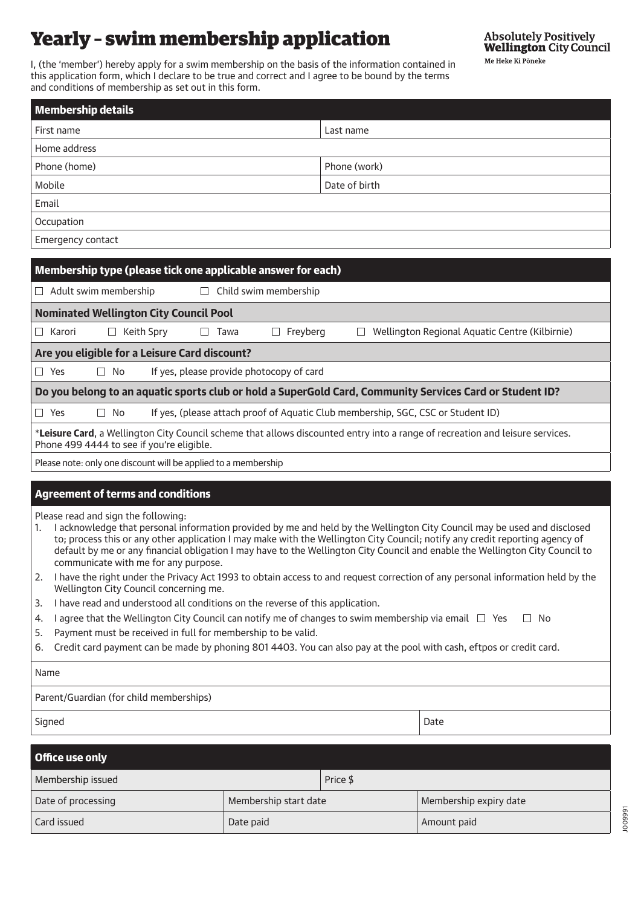# Yearly – swim membership application

**Absolutely Positively Wellington City Council**
Me Heke Ki Pōneke

I, (the 'member') hereby apply for a swim membership on the basis of the information contained in this application form, which I declare to be true and correct and I agree to be bound by the terms and conditions of membership as set out in this form.

## Membership details

| | |
|---|---|
| First name | Last name |
| Home address | |
| Phone (home) | Phone (work) |
| Mobile | Date of birth |
| Email | |
| Occupation | |
| Emergency contact | |

## Membership type (please tick one applicable answer for each)

☐ Adult swim membership ☐ Child swim membership

**Nominated Wellington City Council Pool**

☐ Karori ☐ Keith Spry ☐ Tawa ☐ Freyberg ☐ Wellington Regional Aquatic Centre (Kilbirnie)

**Are you eligible for a Leisure Card discount?**

☐ Yes ☐ No If yes, please provide photocopy of card

**Do you belong to an aquatic sports club or hold a SuperGold Card, Community Services Card or Student ID?**

☐ Yes ☐ No If yes, (please attach proof of Aquatic Club membership, SGC, CSC or Student ID)

\***Leisure Card**, a Wellington City Council scheme that allows discounted entry into a range of recreation and leisure services. Phone 499 4444 to see if you're eligible.

Please note: only one discount will be applied to a membership

## Agreement of terms and conditions

Please read and sign the following:

1. I acknowledge that personal information provided by me and held by the Wellington City Council may be used and disclosed to; process this or any other application I may make with the Wellington City Council; notify any credit reporting agency of default by me or any financial obligation I may have to the Wellington City Council and enable the Wellington City Council to communicate with me for any purpose.
2. I have the right under the Privacy Act 1993 to obtain access to and request correction of any personal information held by the Wellington City Council concerning me.
3. I have read and understood all conditions on the reverse of this application.
4. I agree that the Wellington City Council can notify me of changes to swim membership via email ☐ Yes ☐ No
5. Payment must be received in full for membership to be valid.
6. Credit card payment can be made by phoning 801 4403. You can also pay at the pool with cash, eftpos or credit card.

| | |
|---|---|
| Name | |
| Parent/Guardian (for child memberships) | |
| Signed | Date |

## Office use only

| | | |
|---|---|---|
| Membership issued | | Price $ |
| Date of processing | Membership start date | Membership expiry date |
| Card issued | Date paid | Amount paid |

J009991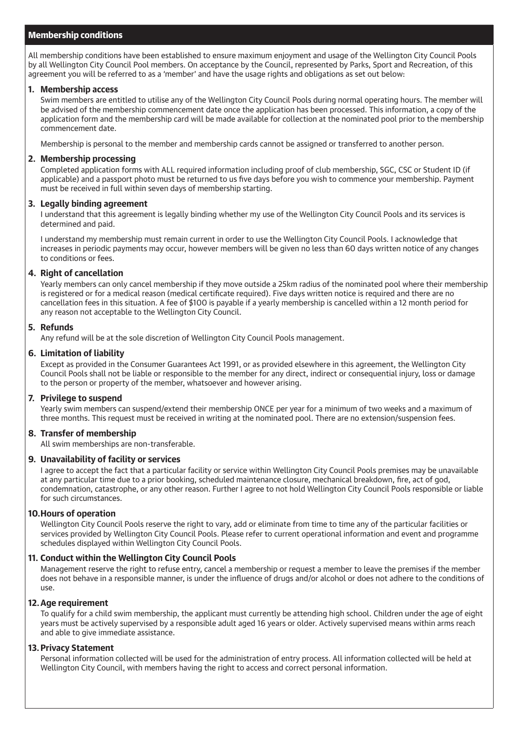## Membership conditions

All membership conditions have been established to ensure maximum enjoyment and usage of the Wellington City Council Pools by all Wellington City Council Pool members. On acceptance by the Council, represented by Parks, Sport and Recreation, of this agreement you will be referred to as a 'member' and have the usage rights and obligations as set out below:

### 1. Membership access

Swim members are entitled to utilise any of the Wellington City Council Pools during normal operating hours. The member will be advised of the membership commencement date once the application has been processed. This information, a copy of the application form and the membership card will be made available for collection at the nominated pool prior to the membership commencement date.

Membership is personal to the member and membership cards cannot be assigned or transferred to another person.

### 2. Membership processing

Completed application forms with ALL required information including proof of club membership, SGC, CSC or Student ID (if applicable) and a passport photo must be returned to us five days before you wish to commence your membership. Payment must be received in full within seven days of membership starting.

### 3. Legally binding agreement

I understand that this agreement is legally binding whether my use of the Wellington City Council Pools and its services is determined and paid.

I understand my membership must remain current in order to use the Wellington City Council Pools. I acknowledge that increases in periodic payments may occur, however members will be given no less than 60 days written notice of any changes to conditions or fees.

### 4. Right of cancellation

Yearly members can only cancel membership if they move outside a 25km radius of the nominated pool where their membership is registered or for a medical reason (medical certificate required). Five days written notice is required and there are no cancellation fees in this situation. A fee of $100 is payable if a yearly membership is cancelled within a 12 month period for any reason not acceptable to the Wellington City Council.

### 5. Refunds

Any refund will be at the sole discretion of Wellington City Council Pools management.

### 6. Limitation of liability

Except as provided in the Consumer Guarantees Act 1991, or as provided elsewhere in this agreement, the Wellington City Council Pools shall not be liable or responsible to the member for any direct, indirect or consequential injury, loss or damage to the person or property of the member, whatsoever and however arising.

### 7. Privilege to suspend

Yearly swim members can suspend/extend their membership ONCE per year for a minimum of two weeks and a maximum of three months. This request must be received in writing at the nominated pool. There are no extension/suspension fees.

### 8. Transfer of membership

All swim memberships are non-transferable.

### 9. Unavailability of facility or services

I agree to accept the fact that a particular facility or service within Wellington City Council Pools premises may be unavailable at any particular time due to a prior booking, scheduled maintenance closure, mechanical breakdown, fire, act of god, condemnation, catastrophe, or any other reason. Further I agree to not hold Wellington City Council Pools responsible or liable for such circumstances.

### 10. Hours of operation

Wellington City Council Pools reserve the right to vary, add or eliminate from time to time any of the particular facilities or services provided by Wellington City Council Pools. Please refer to current operational information and event and programme schedules displayed within Wellington City Council Pools.

### 11. Conduct within the Wellington City Council Pools

Management reserve the right to refuse entry, cancel a membership or request a member to leave the premises if the member does not behave in a responsible manner, is under the influence of drugs and/or alcohol or does not adhere to the conditions of use.

### 12. Age requirement

To qualify for a child swim membership, the applicant must currently be attending high school. Children under the age of eight years must be actively supervised by a responsible adult aged 16 years or older. Actively supervised means within arms reach and able to give immediate assistance.

### 13. Privacy Statement

Personal information collected will be used for the administration of entry process. All information collected will be held at Wellington City Council, with members having the right to access and correct personal information.